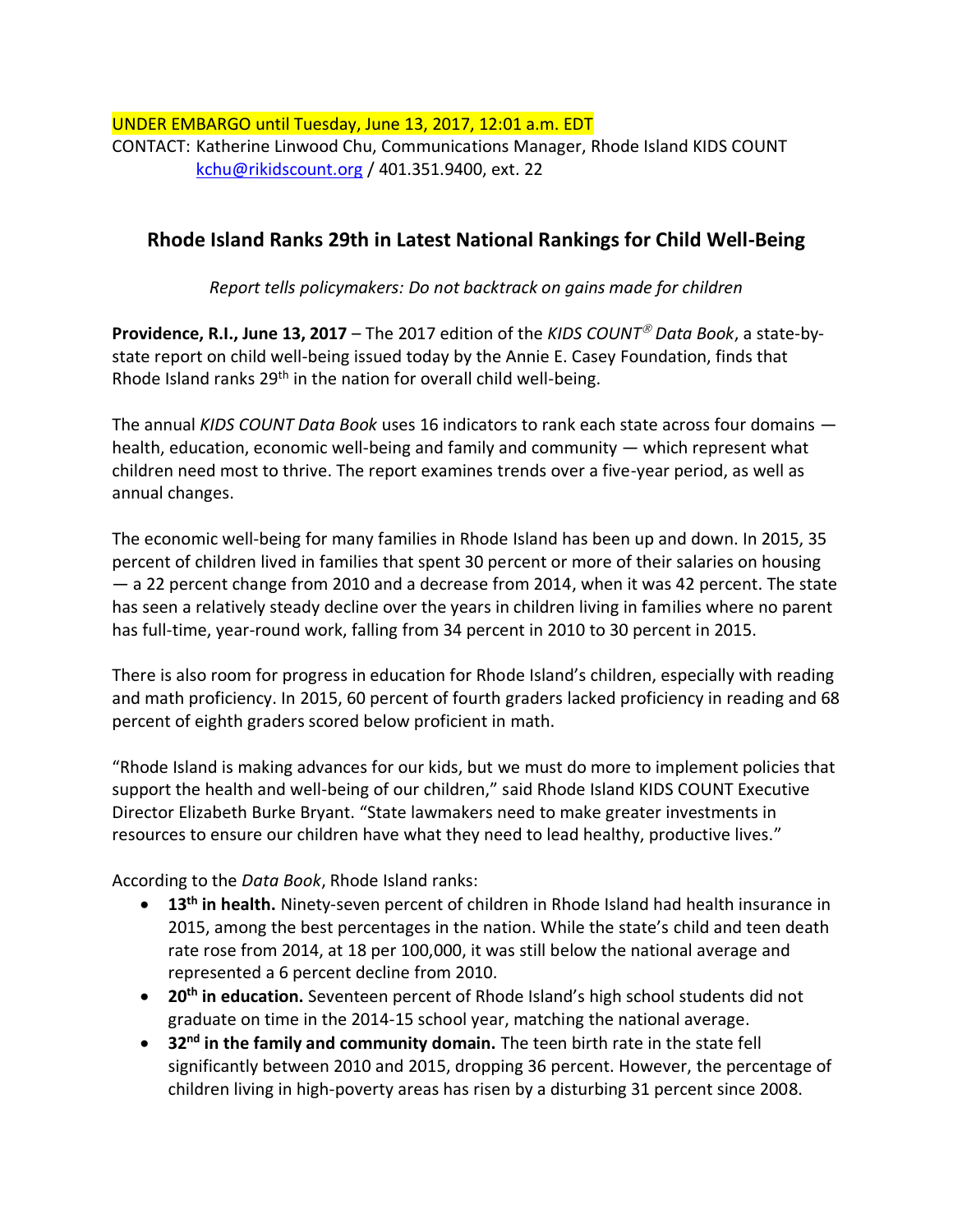UNDER EMBARGO until Tuesday, June 13, 2017, 12:01 a.m. EDT

CONTACT: Katherine Linwood Chu, Communications Manager, Rhode Island KIDS COUNT
kchu@rikidscount.org / 401.351.9400, ext. 22

## Rhode Island Ranks 29th in Latest National Rankings for Child Well-Being

*Report tells policymakers: Do not backtrack on gains made for children*

**Providence, R.I., June 13, 2017** – The 2017 edition of the *KIDS COUNT® Data Book*, a state-by-state report on child well-being issued today by the Annie E. Casey Foundation, finds that Rhode Island ranks 29th in the nation for overall child well-being.

The annual *KIDS COUNT Data Book* uses 16 indicators to rank each state across four domains — health, education, economic well-being and family and community — which represent what children need most to thrive. The report examines trends over a five-year period, as well as annual changes.

The economic well-being for many families in Rhode Island has been up and down. In 2015, 35 percent of children lived in families that spent 30 percent or more of their salaries on housing — a 22 percent change from 2010 and a decrease from 2014, when it was 42 percent. The state has seen a relatively steady decline over the years in children living in families where no parent has full-time, year-round work, falling from 34 percent in 2010 to 30 percent in 2015.

There is also room for progress in education for Rhode Island's children, especially with reading and math proficiency. In 2015, 60 percent of fourth graders lacked proficiency in reading and 68 percent of eighth graders scored below proficient in math.

"Rhode Island is making advances for our kids, but we must do more to implement policies that support the health and well-being of our children," said Rhode Island KIDS COUNT Executive Director Elizabeth Burke Bryant. "State lawmakers need to make greater investments in resources to ensure our children have what they need to lead healthy, productive lives."

According to the *Data Book*, Rhode Island ranks:

- **13th in health.** Ninety-seven percent of children in Rhode Island had health insurance in 2015, among the best percentages in the nation. While the state's child and teen death rate rose from 2014, at 18 per 100,000, it was still below the national average and represented a 6 percent decline from 2010.
- **20th in education.** Seventeen percent of Rhode Island's high school students did not graduate on time in the 2014-15 school year, matching the national average.
- **32nd in the family and community domain.** The teen birth rate in the state fell significantly between 2010 and 2015, dropping 36 percent. However, the percentage of children living in high-poverty areas has risen by a disturbing 31 percent since 2008.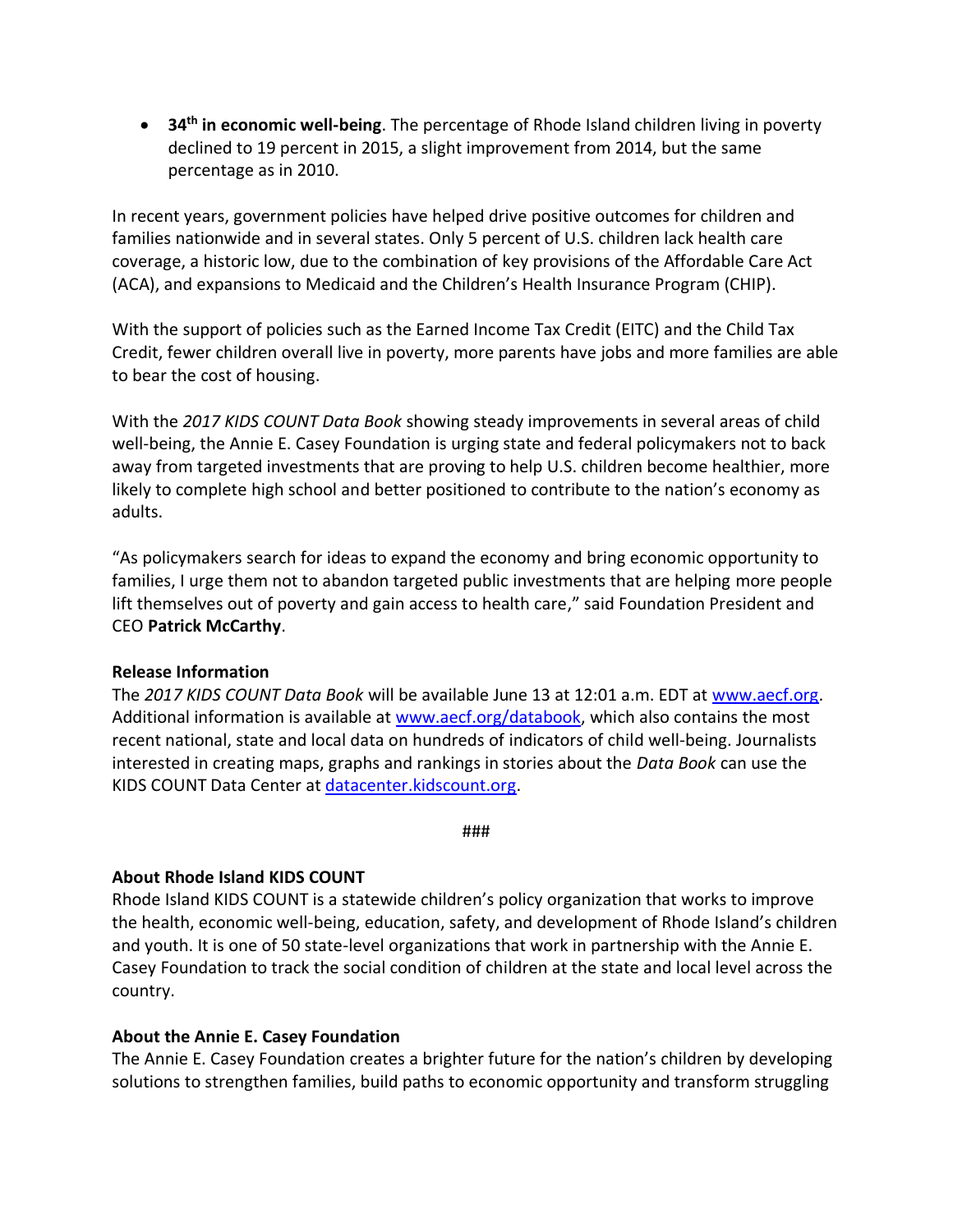- **34th in economic well-being**. The percentage of Rhode Island children living in poverty declined to 19 percent in 2015, a slight improvement from 2014, but the same percentage as in 2010.

In recent years, government policies have helped drive positive outcomes for children and families nationwide and in several states. Only 5 percent of U.S. children lack health care coverage, a historic low, due to the combination of key provisions of the Affordable Care Act (ACA), and expansions to Medicaid and the Children's Health Insurance Program (CHIP).

With the support of policies such as the Earned Income Tax Credit (EITC) and the Child Tax Credit, fewer children overall live in poverty, more parents have jobs and more families are able to bear the cost of housing.

With the *2017 KIDS COUNT Data Book* showing steady improvements in several areas of child well-being, the Annie E. Casey Foundation is urging state and federal policymakers not to back away from targeted investments that are proving to help U.S. children become healthier, more likely to complete high school and better positioned to contribute to the nation's economy as adults.

"As policymakers search for ideas to expand the economy and bring economic opportunity to families, I urge them not to abandon targeted public investments that are helping more people lift themselves out of poverty and gain access to health care," said Foundation President and CEO **Patrick McCarthy**.

**Release Information**
The *2017 KIDS COUNT Data Book* will be available June 13 at 12:01 a.m. EDT at www.aecf.org. Additional information is available at www.aecf.org/databook, which also contains the most recent national, state and local data on hundreds of indicators of child well-being. Journalists interested in creating maps, graphs and rankings in stories about the *Data Book* can use the KIDS COUNT Data Center at datacenter.kidscount.org.

###

**About Rhode Island KIDS COUNT**
Rhode Island KIDS COUNT is a statewide children's policy organization that works to improve the health, economic well-being, education, safety, and development of Rhode Island's children and youth. It is one of 50 state-level organizations that work in partnership with the Annie E. Casey Foundation to track the social condition of children at the state and local level across the country.

**About the Annie E. Casey Foundation**
The Annie E. Casey Foundation creates a brighter future for the nation's children by developing solutions to strengthen families, build paths to economic opportunity and transform struggling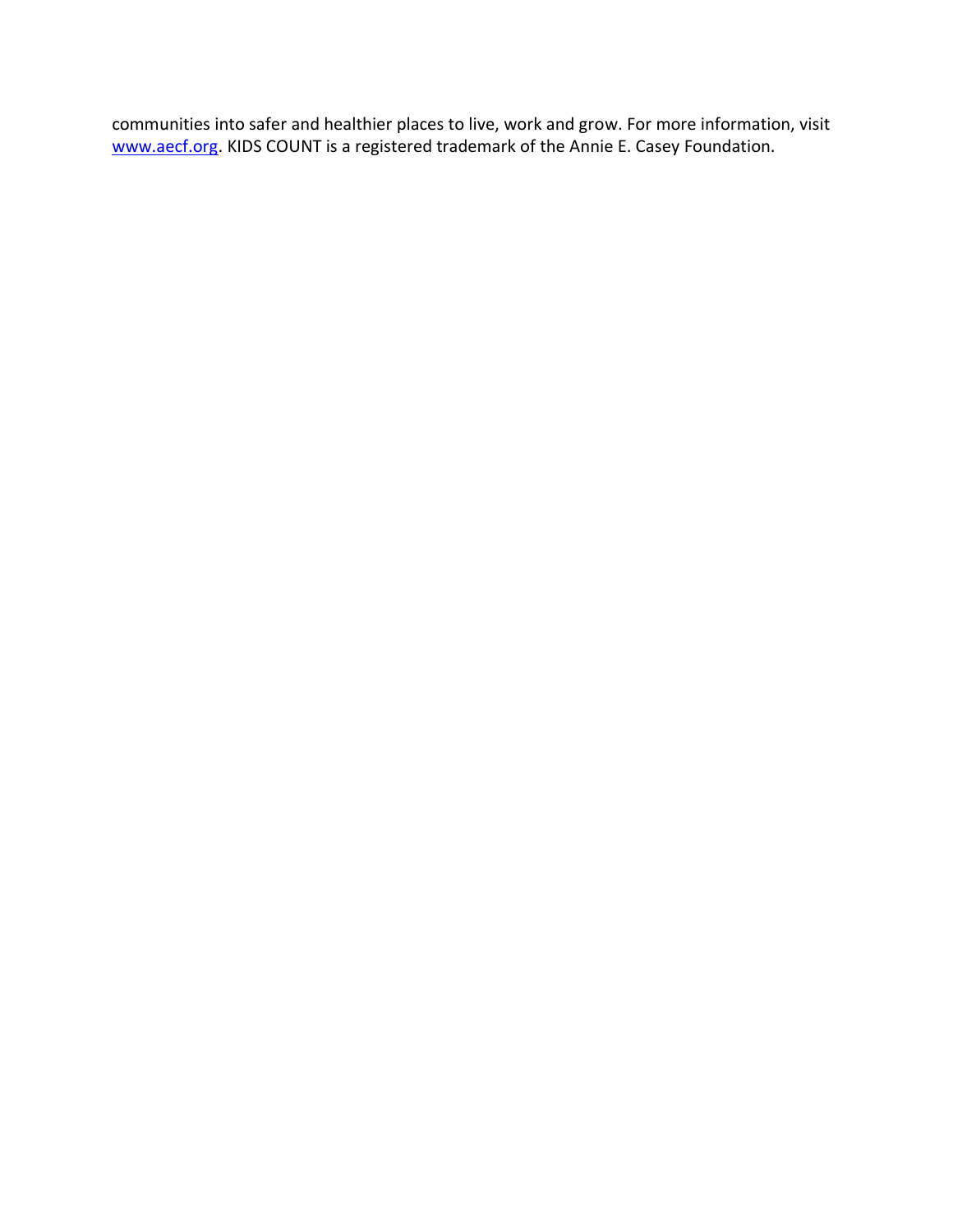communities into safer and healthier places to live, work and grow. For more information, visit [www.aecf.org](http://www.aecf.org). KIDS COUNT is a registered trademark of the Annie E. Casey Foundation.